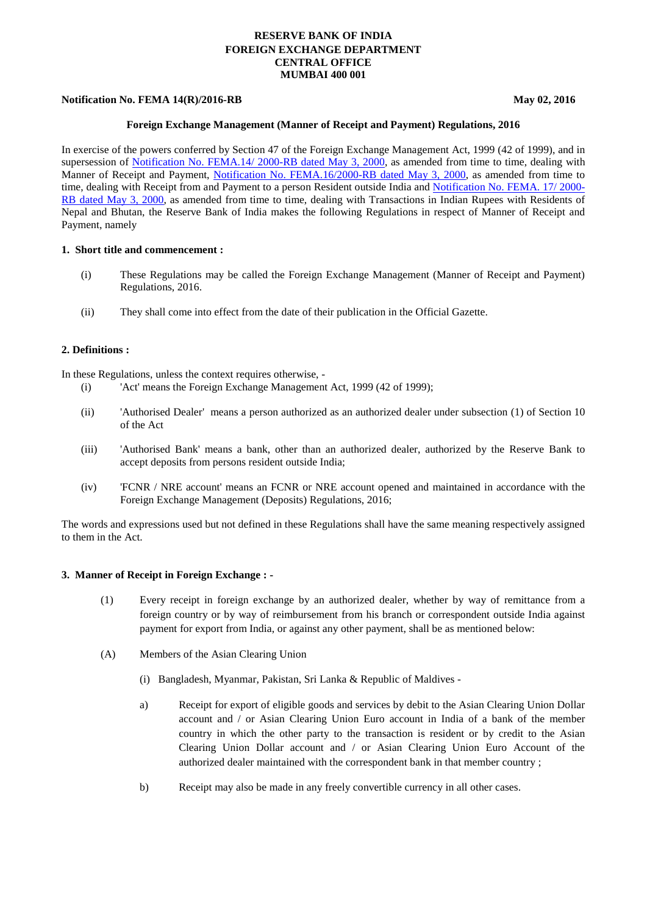**RESERVE BANK OF INDIA**
**FOREIGN EXCHANGE DEPARTMENT**
**CENTRAL OFFICE**
**MUMBAI 400 001**

**Notification No. FEMA 14(R)/2016-RB** **May 02, 2016**

**Foreign Exchange Management (Manner of Receipt and Payment) Regulations, 2016**

In exercise of the powers conferred by Section 47 of the Foreign Exchange Management Act, 1999 (42 of 1999), and in supersession of Notification No. FEMA.14/ 2000-RB dated May 3, 2000, as amended from time to time, dealing with Manner of Receipt and Payment, Notification No. FEMA.16/2000-RB dated May 3, 2000, as amended from time to time, dealing with Receipt from and Payment to a person Resident outside India and Notification No. FEMA. 17/ 2000-RB dated May 3, 2000, as amended from time to time, dealing with Transactions in Indian Rupees with Residents of Nepal and Bhutan, the Reserve Bank of India makes the following Regulations in respect of Manner of Receipt and Payment, namely

**1. Short title and commencement :**

(i) These Regulations may be called the Foreign Exchange Management (Manner of Receipt and Payment) Regulations, 2016.

(ii) They shall come into effect from the date of their publication in the Official Gazette.

**2. Definitions :**

In these Regulations, unless the context requires otherwise, -

(i) 'Act' means the Foreign Exchange Management Act, 1999 (42 of 1999);

(ii) 'Authorised Dealer' means a person authorized as an authorized dealer under subsection (1) of Section 10 of the Act

(iii) 'Authorised Bank' means a bank, other than an authorized dealer, authorized by the Reserve Bank to accept deposits from persons resident outside India;

(iv) 'FCNR / NRE account' means an FCNR or NRE account opened and maintained in accordance with the Foreign Exchange Management (Deposits) Regulations, 2016;

The words and expressions used but not defined in these Regulations shall have the same meaning respectively assigned to them in the Act.

**3. Manner of Receipt in Foreign Exchange : -**

(1) Every receipt in foreign exchange by an authorized dealer, whether by way of remittance from a foreign country or by way of reimbursement from his branch or correspondent outside India against payment for export from India, or against any other payment, shall be as mentioned below:

(A) Members of the Asian Clearing Union

(i) Bangladesh, Myanmar, Pakistan, Sri Lanka & Republic of Maldives -

a) Receipt for export of eligible goods and services by debit to the Asian Clearing Union Dollar account and / or Asian Clearing Union Euro account in India of a bank of the member country in which the other party to the transaction is resident or by credit to the Asian Clearing Union Dollar account and / or Asian Clearing Union Euro Account of the authorized dealer maintained with the correspondent bank in that member country ;

b) Receipt may also be made in any freely convertible currency in all other cases.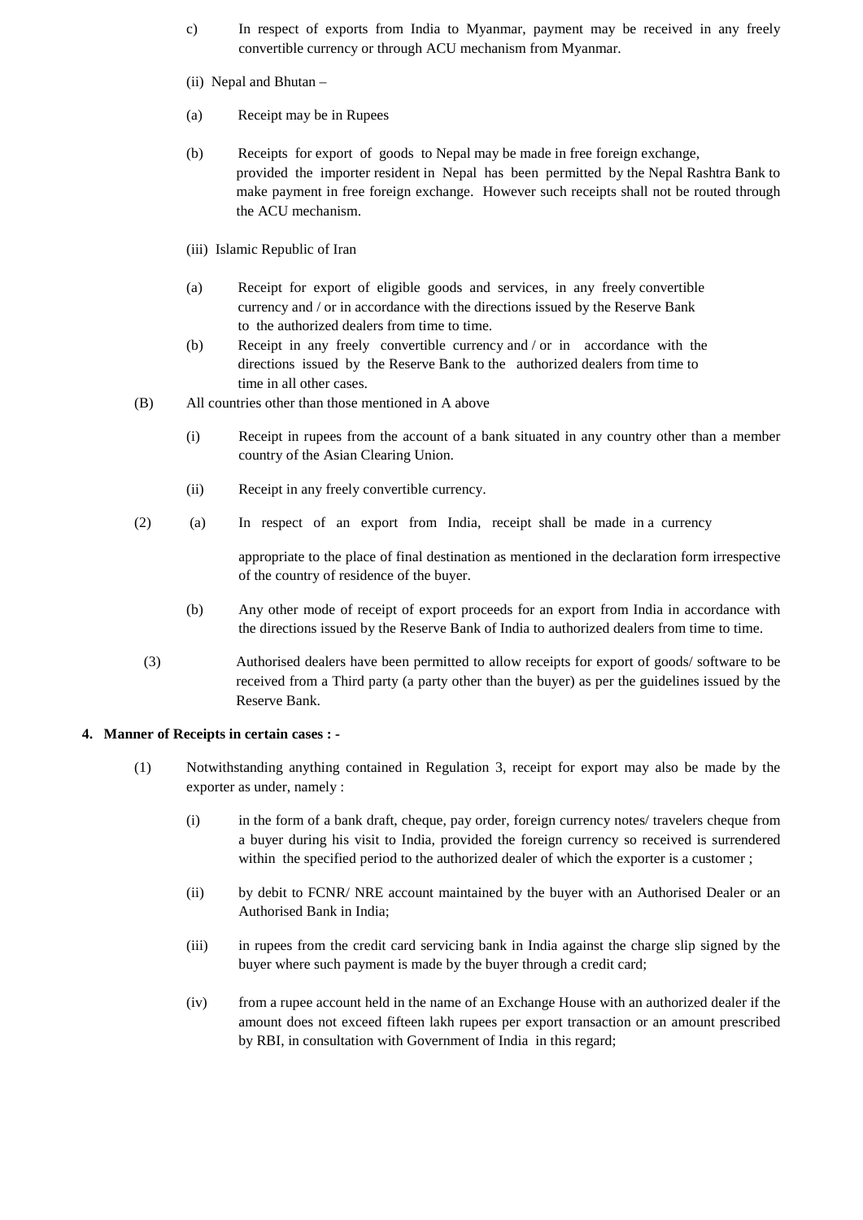c) In respect of exports from India to Myanmar, payment may be received in any freely convertible currency or through ACU mechanism from Myanmar.

(ii) Nepal and Bhutan –

(a) Receipt may be in Rupees

(b) Receipts for export of goods to Nepal may be made in free foreign exchange, provided the importer resident in Nepal has been permitted by the Nepal Rashtra Bank to make payment in free foreign exchange. However such receipts shall not be routed through the ACU mechanism.

(iii) Islamic Republic of Iran

(a) Receipt for export of eligible goods and services, in any freely convertible currency and / or in accordance with the directions issued by the Reserve Bank to the authorized dealers from time to time.

(b) Receipt in any freely convertible currency and / or in accordance with the directions issued by the Reserve Bank to the authorized dealers from time to time in all other cases.

(B) All countries other than those mentioned in A above

(i) Receipt in rupees from the account of a bank situated in any country other than a member country of the Asian Clearing Union.

(ii) Receipt in any freely convertible currency.

(2) (a) In respect of an export from India, receipt shall be made in a currency appropriate to the place of final destination as mentioned in the declaration form irrespective of the country of residence of the buyer.

(b) Any other mode of receipt of export proceeds for an export from India in accordance with the directions issued by the Reserve Bank of India to authorized dealers from time to time.

(3) Authorised dealers have been permitted to allow receipts for export of goods/ software to be received from a Third party (a party other than the buyer) as per the guidelines issued by the Reserve Bank.

**4. Manner of Receipts in certain cases : -**

(1) Notwithstanding anything contained in Regulation 3, receipt for export may also be made by the exporter as under, namely :

(i) in the form of a bank draft, cheque, pay order, foreign currency notes/ travelers cheque from a buyer during his visit to India, provided the foreign currency so received is surrendered within the specified period to the authorized dealer of which the exporter is a customer ;

(ii) by debit to FCNR/ NRE account maintained by the buyer with an Authorised Dealer or an Authorised Bank in India;

(iii) in rupees from the credit card servicing bank in India against the charge slip signed by the buyer where such payment is made by the buyer through a credit card;

(iv) from a rupee account held in the name of an Exchange House with an authorized dealer if the amount does not exceed fifteen lakh rupees per export transaction or an amount prescribed by RBI, in consultation with Government of India in this regard;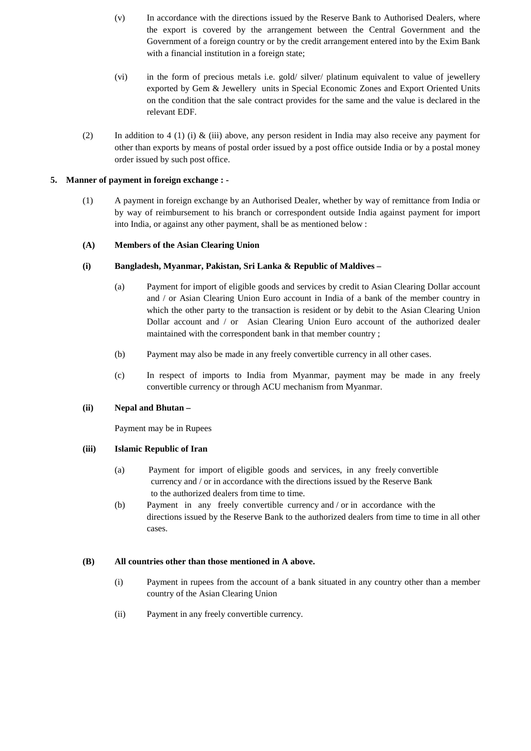(v) In accordance with the directions issued by the Reserve Bank to Authorised Dealers, where the export is covered by the arrangement between the Central Government and the Government of a foreign country or by the credit arrangement entered into by the Exim Bank with a financial institution in a foreign state;

(vi) in the form of precious metals i.e. gold/ silver/ platinum equivalent to value of jewellery exported by Gem & Jewellery units in Special Economic Zones and Export Oriented Units on the condition that the sale contract provides for the same and the value is declared in the relevant EDF.

(2) In addition to 4 (1) (i) & (iii) above, any person resident in India may also receive any payment for other than exports by means of postal order issued by a post office outside India or by a postal money order issued by such post office.

**5. Manner of payment in foreign exchange : -**

(1) A payment in foreign exchange by an Authorised Dealer, whether by way of remittance from India or by way of reimbursement to his branch or correspondent outside India against payment for import into India, or against any other payment, shall be as mentioned below :

**(A) Members of the Asian Clearing Union**

**(i) Bangladesh, Myanmar, Pakistan, Sri Lanka & Republic of Maldives –**

(a) Payment for import of eligible goods and services by credit to Asian Clearing Dollar account and / or Asian Clearing Union Euro account in India of a bank of the member country in which the other party to the transaction is resident or by debit to the Asian Clearing Union Dollar account and / or Asian Clearing Union Euro account of the authorized dealer maintained with the correspondent bank in that member country ;

(b) Payment may also be made in any freely convertible currency in all other cases.

(c) In respect of imports to India from Myanmar, payment may be made in any freely convertible currency or through ACU mechanism from Myanmar.

**(ii) Nepal and Bhutan –**

Payment may be in Rupees

**(iii) Islamic Republic of Iran**

(a) Payment for import of eligible goods and services, in any freely convertible currency and / or in accordance with the directions issued by the Reserve Bank to the authorized dealers from time to time.

(b) Payment in any freely convertible currency and / or in accordance with the directions issued by the Reserve Bank to the authorized dealers from time to time in all other cases.

**(B) All countries other than those mentioned in A above.**

(i) Payment in rupees from the account of a bank situated in any country other than a member country of the Asian Clearing Union

(ii) Payment in any freely convertible currency.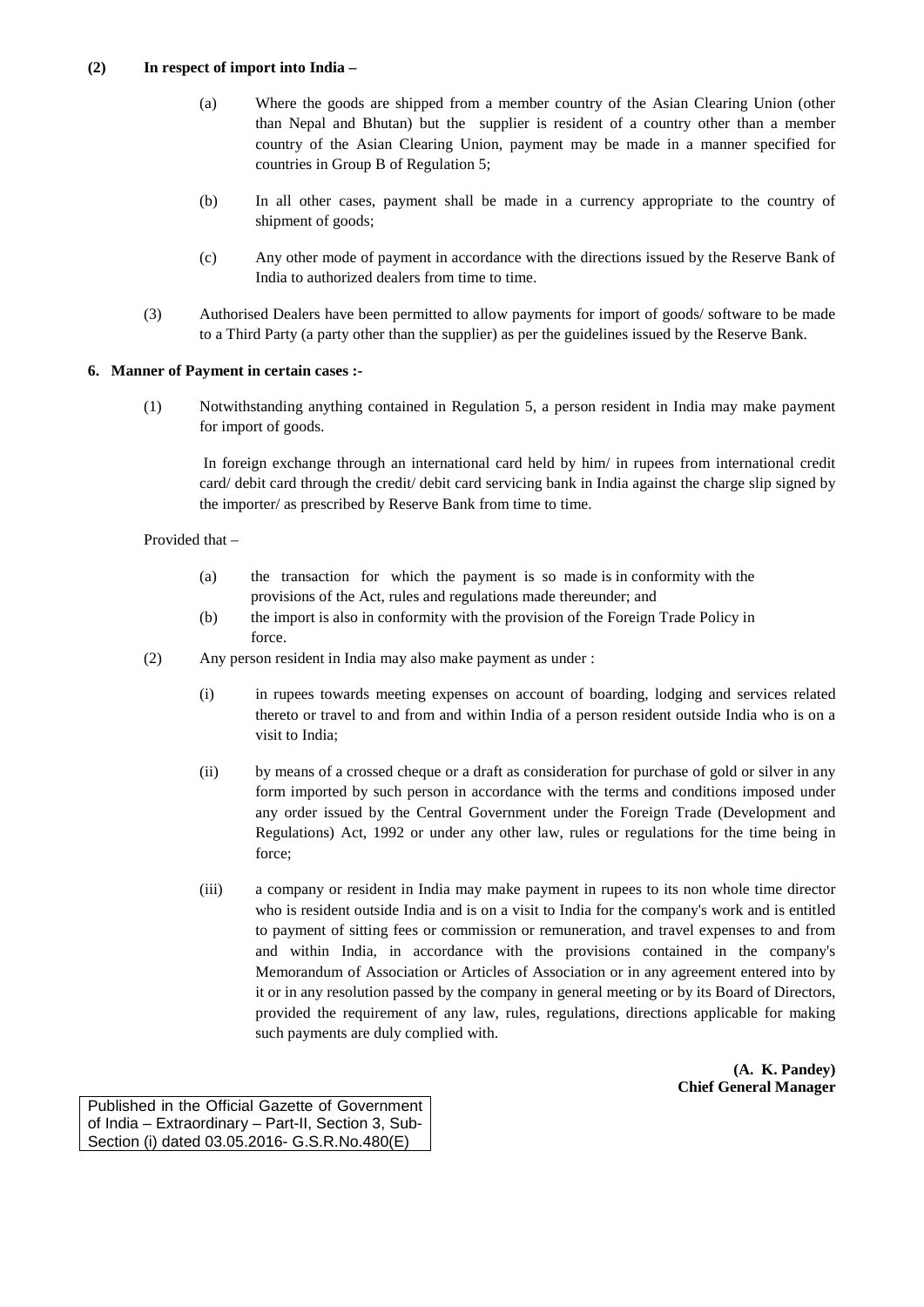**(2) In respect of import into India –**

(a) Where the goods are shipped from a member country of the Asian Clearing Union (other than Nepal and Bhutan) but the supplier is resident of a country other than a member country of the Asian Clearing Union, payment may be made in a manner specified for countries in Group B of Regulation 5;

(b) In all other cases, payment shall be made in a currency appropriate to the country of shipment of goods;

(c) Any other mode of payment in accordance with the directions issued by the Reserve Bank of India to authorized dealers from time to time.

(3) Authorised Dealers have been permitted to allow payments for import of goods/ software to be made to a Third Party (a party other than the supplier) as per the guidelines issued by the Reserve Bank.

**6. Manner of Payment in certain cases :-**

(1) Notwithstanding anything contained in Regulation 5, a person resident in India may make payment for import of goods.

In foreign exchange through an international card held by him/ in rupees from international credit card/ debit card through the credit/ debit card servicing bank in India against the charge slip signed by the importer/ as prescribed by Reserve Bank from time to time.

Provided that –

(a) the transaction for which the payment is so made is in conformity with the provisions of the Act, rules and regulations made thereunder; and

(b) the import is also in conformity with the provision of the Foreign Trade Policy in force.

(2) Any person resident in India may also make payment as under :

(i) in rupees towards meeting expenses on account of boarding, lodging and services related thereto or travel to and from and within India of a person resident outside India who is on a visit to India;

(ii) by means of a crossed cheque or a draft as consideration for purchase of gold or silver in any form imported by such person in accordance with the terms and conditions imposed under any order issued by the Central Government under the Foreign Trade (Development and Regulations) Act, 1992 or under any other law, rules or regulations for the time being in force;

(iii) a company or resident in India may make payment in rupees to its non whole time director who is resident outside India and is on a visit to India for the company's work and is entitled to payment of sitting fees or commission or remuneration, and travel expenses to and from and within India, in accordance with the provisions contained in the company's Memorandum of Association or Articles of Association or in any agreement entered into by it or in any resolution passed by the company in general meeting or by its Board of Directors, provided the requirement of any law, rules, regulations, directions applicable for making such payments are duly complied with.

**(A. K. Pandey)**
**Chief General Manager**

Published in the Official Gazette of Government of India – Extraordinary – Part-II, Section 3, Sub-Section (i) dated 03.05.2016- G.S.R.No.480(E)